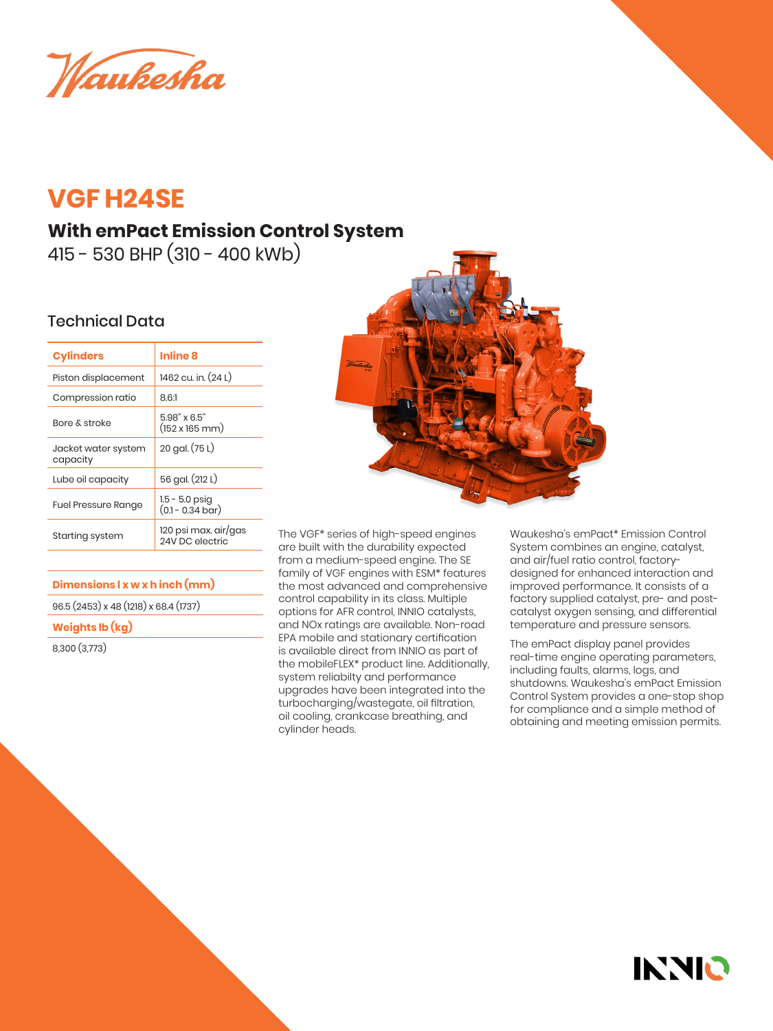Waukesha

# VGF H24SE

## With emPact Emission Control System

415 - 530 BHP (310 - 400 kWb)

### Technical Data

| Cylinders | Inline 8 |
|---|---|
| Piston displacement | 1462 cu. in. (24 L) |
| Compression ratio | 8.6:1 |
| Bore & stroke | 5.98" x 6.5" (152 x 165 mm) |
| Jacket water system capacity | 20 gal. (75 L) |
| Lube oil capacity | 56 gal. (212 L) |
| Fuel Pressure Range | 1.5 - 5.0 psig (0.1 - 0.34 bar) |
| Starting system | 120 psi max. air/gas 24V DC electric |

| Dimensions l x w x h inch (mm) |
|---|
| 96.5 (2453) x 48 (1218) x 68.4 (1737) |
| **Weights lb (kg)** |
| 8,300 (3,773) |

The VGF* series of high-speed engines are built with the durability expected from a medium-speed engine. The SE family of VGF engines with ESM* features the most advanced and comprehensive control capability in its class. Multiple options for AFR control, INNIO catalysts, and NOx ratings are available. Non-road EPA mobile and stationary certification is available direct from INNIO as part of the mobileFLEX* product line. Additionally, system reliabilty and performance upgrades have been integrated into the turbocharging/wastegate, oil filtration, oil cooling, crankcase breathing, and cylinder heads.

Waukesha's emPact* Emission Control System combines an engine, catalyst, and air/fuel ratio control, factory-designed for enhanced interaction and improved performance. It consists of a factory supplied catalyst, pre- and post-catalyst oxygen sensing, and differential temperature and pressure sensors.

The emPact display panel provides real-time engine operating parameters, including faults, alarms, logs, and shutdowns. Waukesha's emPact Emission Control System provides a one-stop shop for compliance and a simple method of obtaining and meeting emission permits.

INNIO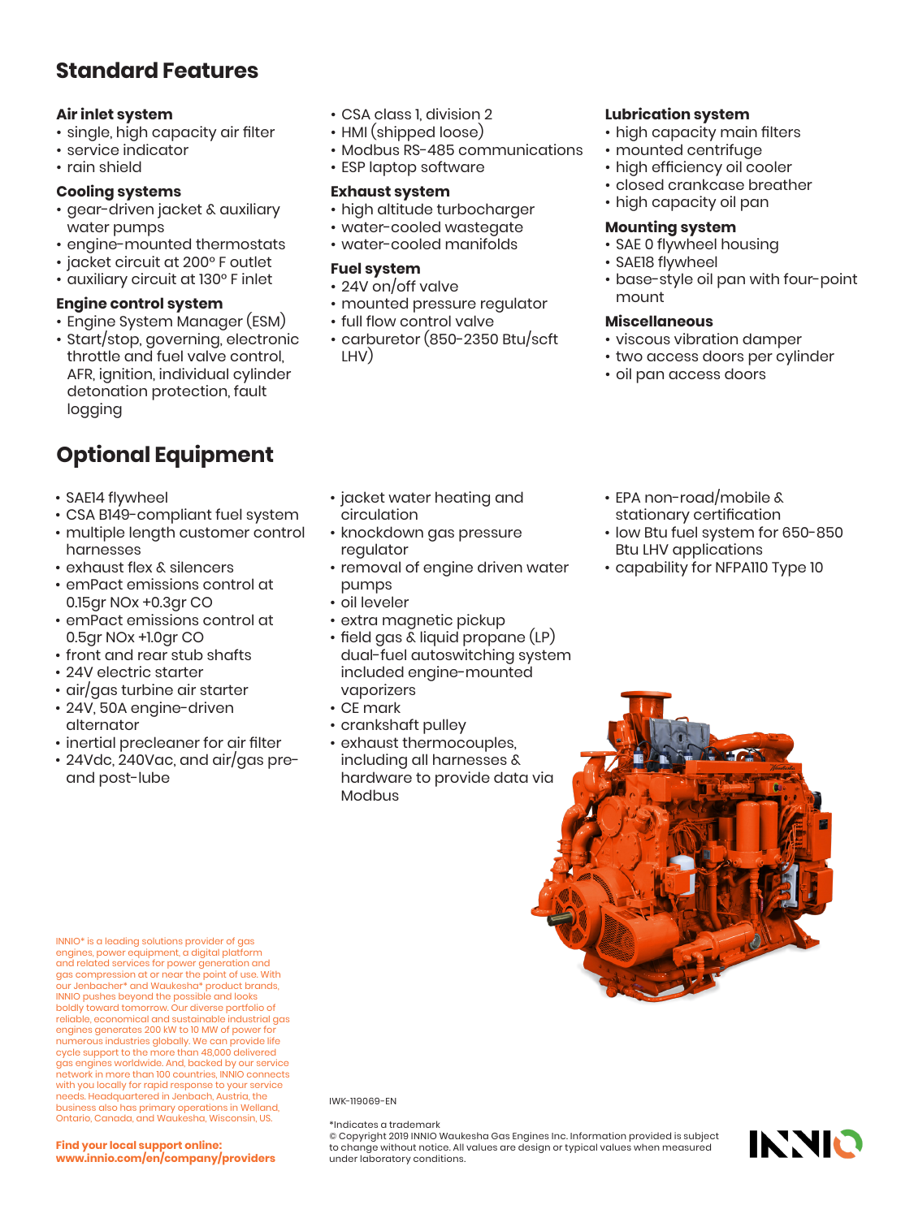## Standard Features

**Air inlet system**
- single, high capacity air filter
- service indicator
- rain shield

**Cooling systems**
- gear-driven jacket & auxiliary water pumps
- engine-mounted thermostats
- jacket circuit at 200° F outlet
- auxiliary circuit at 130° F inlet

**Engine control system**
- Engine System Manager (ESM)
- Start/stop, governing, electronic throttle and fuel valve control, AFR, ignition, individual cylinder detonation protection, fault logging
- CSA class 1, division 2
- HMI (shipped loose)
- Modbus RS-485 communications
- ESP laptop software

**Exhaust system**
- high altitude turbocharger
- water-cooled wastegate
- water-cooled manifolds

**Fuel system**
- 24V on/off valve
- mounted pressure regulator
- full flow control valve
- carburetor (850-2350 Btu/scft LHV)

**Lubrication system**
- high capacity main filters
- mounted centrifuge
- high efficiency oil cooler
- closed crankcase breather
- high capacity oil pan

**Mounting system**
- SAE 0 flywheel housing
- SAE18 flywheel
- base-style oil pan with four-point mount

**Miscellaneous**
- viscous vibration damper
- two access doors per cylinder
- oil pan access doors

## Optional Equipment

- SAE14 flywheel
- CSA B149-compliant fuel system
- multiple length customer control harnesses
- exhaust flex & silencers
- emPact emissions control at 0.15gr NOx +0.3gr CO
- emPact emissions control at 0.5gr NOx +1.0gr CO
- front and rear stub shafts
- 24V electric starter
- air/gas turbine air starter
- 24V, 50A engine-driven alternator
- inertial precleaner for air filter
- 24Vdc, 240Vac, and air/gas pre- and post-lube
- jacket water heating and circulation
- knockdown gas pressure regulator
- removal of engine driven water pumps
- oil leveler
- extra magnetic pickup
- field gas & liquid propane (LP) dual-fuel autoswitching system included engine-mounted vaporizers
- CE mark
- crankshaft pulley
- exhaust thermocouples, including all harnesses & hardware to provide data via Modbus
- EPA non-road/mobile & stationary certification
- low Btu fuel system for 650-850 Btu LHV applications
- capability for NFPA110 Type 10

INNIO* is a leading solutions provider of gas engines, power equipment, a digital platform and related services for power generation and gas compression at or near the point of use. With our Jenbacher* and Waukesha* product brands, INNIO pushes beyond the possible and looks boldly toward tomorrow. Our diverse portfolio of reliable, economical and sustainable industrial gas engines generates 200 kW to 10 MW of power for numerous industries globally. We can provide life cycle support to the more than 48,000 delivered gas engines worldwide. And, backed by our service network in more than 100 countries, INNIO connects with you locally for rapid response to your service needs. Headquartered in Jenbach, Austria, the business also has primary operations in Welland, Ontario, Canada, and Waukesha, Wisconsin, US.

**Find your local support online:**
**www.innio.com/en/company/providers**

IWK-119069-EN

*Indicates a trademark
© Copyright 2019 INNIO Waukesha Gas Engines Inc. Information provided is subject to change without notice. All values are design or typical values when measured under laboratory conditions.

INNIO